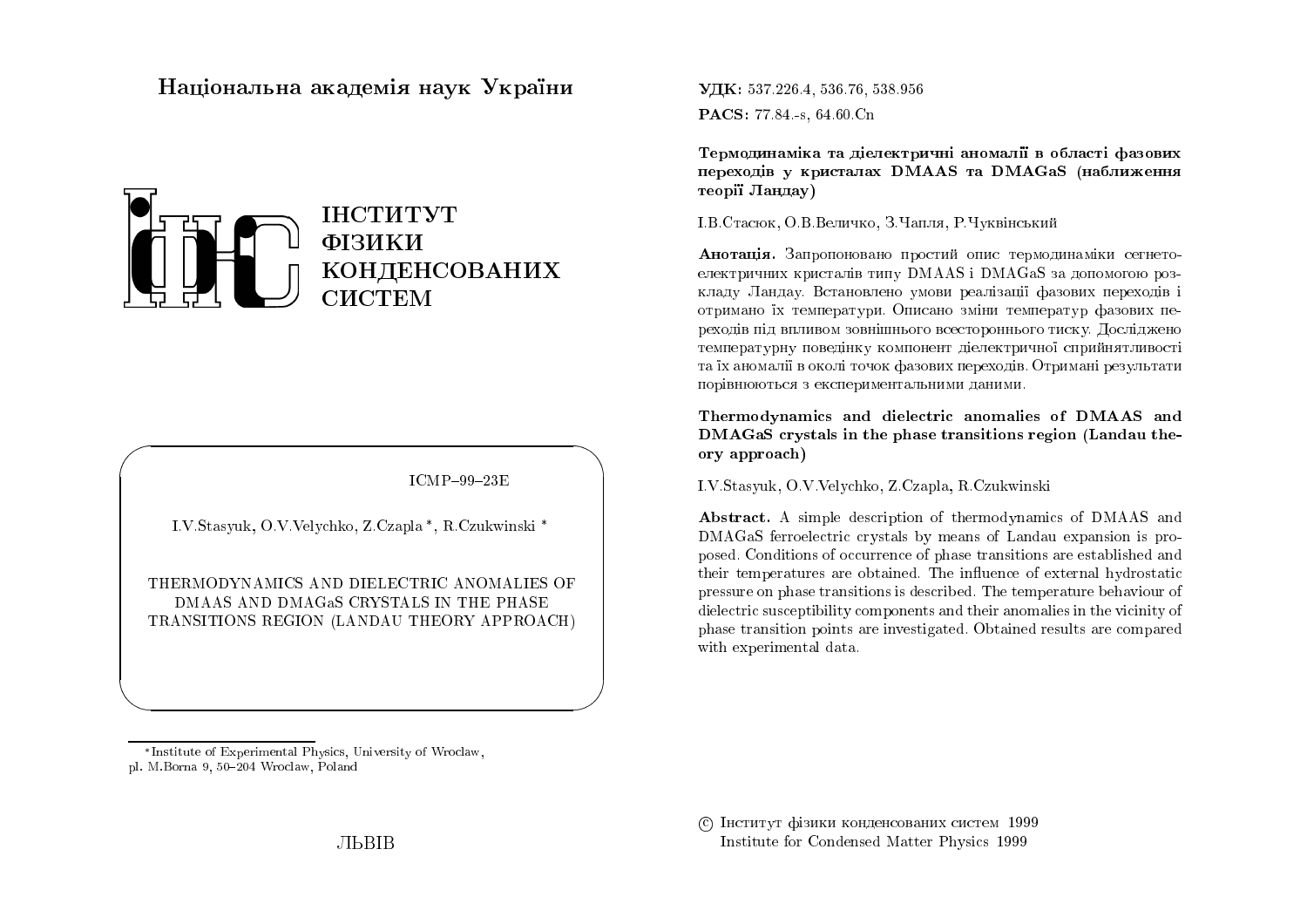# Національна академія наук України

ІНСТИТУТ ФІЗИКИ КОНДЕНСОВАНИХ СИСТЕМ

ICMP–99–23E

I.V.Stasyuk, O.V.Velychko, Z.Czapla *, R.Czukwinski *

THERMODYNAMICS AND DIELECTRIC ANOMALIES OF DMAAS AND DMAGaS CRYSTALS IN THE PHASE TRANSITIONS REGION (LANDAU THEORY APPROACH)

*Institute of Experimental Physics, University of Wroclaw, pl. M.Borna 9, 50–204 Wroclaw, Poland

ЛЬВІВ

**УДК:** 537.226.4, 536.76, 538.956

**PACS:** 77.84.-s, 64.60.Cn

**Термодинаміка та діелектричні аномалії в області фазових переходів у кристалах DMAAS та DMAGaS (наближення теорії Ландау)**

І.В.Стасюк, О.В.Величко, З.Чапля, Р.Чуквінський

**Анотація.** Запропоновано простий опис термодинаміки сегнетоелектричних кристалів типу DMAAS і DMAGaS за допомогою розкладу Ландау. Встановлено умови реалізації фазових переходів і отримано їх температури. Описано зміни температур фазових переходів під впливом зовнішнього всестороннього тиску. Досліджено температурну поведінку компонент діелектричної сприйнятливості та їх аномалії в околі точок фазових переходів. Отримані результати порівнюються з експериментальними даними.

**Thermodynamics and dielectric anomalies of DMAAS and DMAGaS crystals in the phase transitions region (Landau theory approach)**

I.V.Stasyuk, O.V.Velychko, Z.Czapla, R.Czukwinski

**Abstract.** A simple description of thermodynamics of DMAAS and DMAGaS ferroelectric crystals by means of Landau expansion is proposed. Conditions of occurrence of phase transitions are established and their temperatures are obtained. The influence of external hydrostatic pressure on phase transitions is described. The temperature behaviour of dielectric susceptibility components and their anomalies in the vicinity of phase transition points are investigated. Obtained results are compared with experimental data.

© Інститут фізики конденсованих систем 1999
Institute for Condensed Matter Physics 1999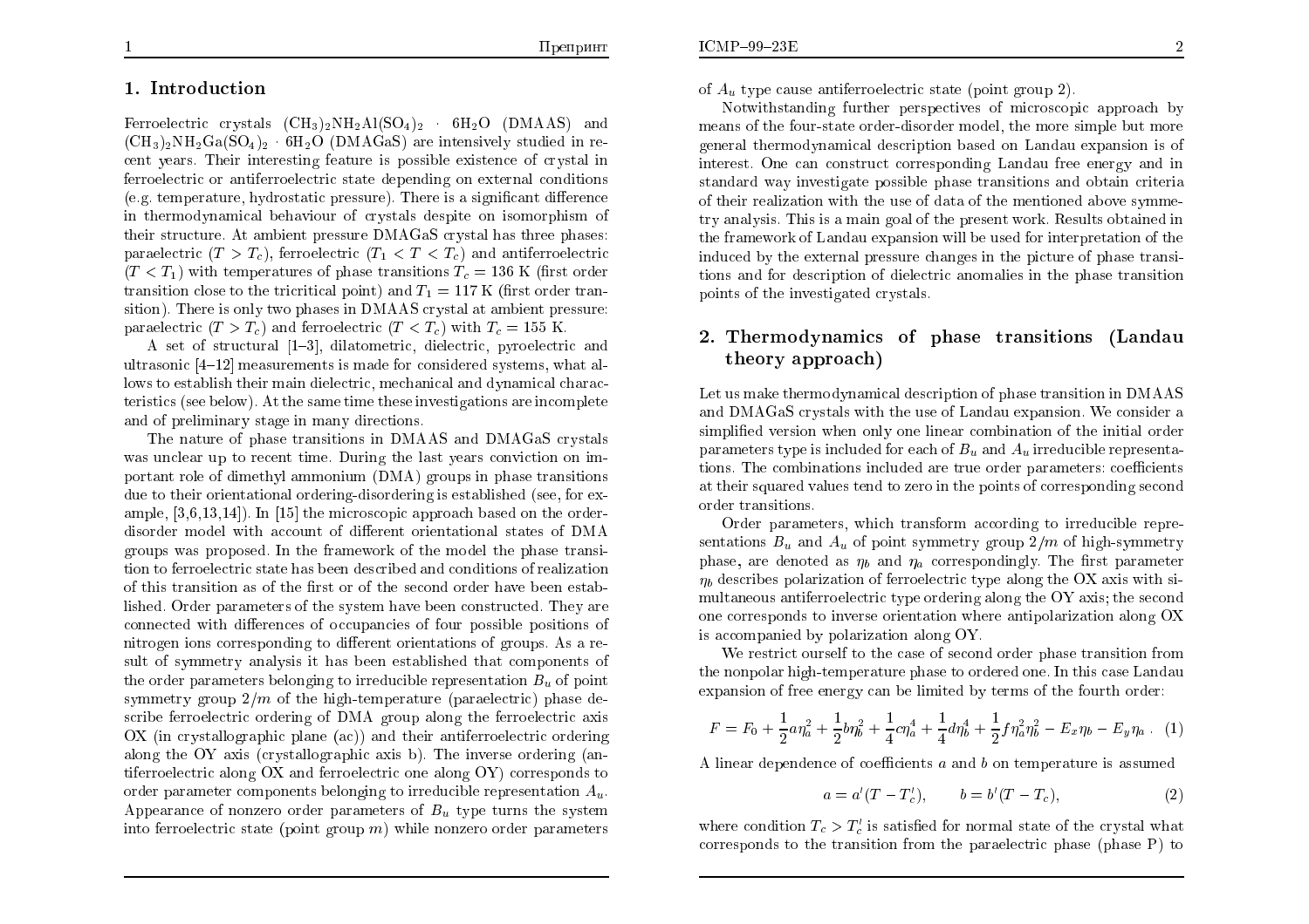## 1. Introduction

Ferroelectric crystals $(CH_3)_2NH_2Al(SO_4)_2 \cdot 6H_2O$ (DMAAS) and $(CH_3)_2NH_2Ga(SO_4)_2 \cdot 6H_2O$ (DMAGaS) are intensively studied in recent years. Their interesting feature is possible existence of crystal in ferroelectric or antiferroelectric state depending on external conditions (e.g. temperature, hydrostatic pressure). There is a significant difference in thermodynamical behaviour of crystals despite on isomorphism of their structure. At ambient pressure DMAGaS crystal has three phases: paraelectric ($T > T_c$), ferroelectric ($T_1 < T < T_c$) and antiferroelectric ($T < T_1$) with temperatures of phase transitions $T_c = 136$ K (first order transition close to the tricritical point) and $T_1 = 117$ K (first order transition). There is only two phases in DMAAS crystal at ambient pressure: paraelectric ($T > T_c$) and ferroelectric ($T < T_c$) with $T_c = 155$ K.

A set of structural [1–3], dilatometric, dielectric, pyroelectric and ultrasonic [4–12] measurements is made for considered systems, what allows to establish their main dielectric, mechanical and dynamical characteristics (see below). At the same time these investigations are incomplete and of preliminary stage in many directions.

The nature of phase transitions in DMAAS and DMAGaS crystals was unclear up to recent time. During the last years conviction on important role of dimethyl ammonium (DMA) groups in phase transitions due to their orientational ordering-disordering is established (see, for example, [3,6,13,14]). In [15] the microscopic approach based on the order-disorder model with account of different orientational states of DMA groups was proposed. In the framework of the model the phase transition to ferroelectric state has been described and conditions of realization of this transition as of the first or of the second order have been established. Order parameters of the system have been constructed. They are connected with differences of occupancies of four possible positions of nitrogen ions corresponding to different orientations of groups. As a result of symmetry analysis it has been established that components of the order parameters belonging to irreducible representation $B_u$ of point symmetry group $2/m$ of the high-temperature (paraelectric) phase describe ferroelectric ordering of DMA group along the ferroelectric axis OX (in crystallographic plane (ac)) and their antiferroelectric ordering along the OY axis (crystallographic axis b). The inverse ordering (antiferroelectric along OX and ferroelectric one along OY) corresponds to order parameter components belonging to irreducible representation $A_u$. Appearance of nonzero order parameters of $B_u$ type turns the system into ferroelectric state (point group $m$) while nonzero order parameters of $A_u$ type cause antiferroelectric state (point group 2).

Notwithstanding further perspectives of microscopic approach by means of the four-state order-disorder model, the more simple but more general thermodynamical description based on Landau expansion is of interest. One can construct corresponding Landau free energy and in standard way investigate possible phase transitions and obtain criteria of their realization with the use of data of the mentioned above symmetry analysis. This is a main goal of the present work. Results obtained in the framework of Landau expansion will be used for interpretation of the induced by the external pressure changes in the picture of phase transitions and for description of dielectric anomalies in the phase transition points of the investigated crystals.

## 2. Thermodynamics of phase transitions (Landau theory approach)

Let us make thermodynamical description of phase transition in DMAAS and DMAGaS crystals with the use of Landau expansion. We consider a simplified version when only one linear combination of the initial order parameters type is included for each of $B_u$ and $A_u$ irreducible representations. The combinations included are true order parameters: coefficients at their squared values tend to zero in the points of corresponding second order transitions.

Order parameters, which transform according to irreducible representations $B_u$ and $A_u$ of point symmetry group $2/m$ of high-symmetry phase, are denoted as $\eta_b$ and $\eta_a$ correspondingly. The first parameter $\eta_b$ describes polarization of ferroelectric type along the OX axis with simultaneous antiferroelectric type ordering along the OY axis; the second one corresponds to inverse orientation where antipolarization along OX is accompanied by polarization along OY.

We restrict ourself to the case of second order phase transition from the nonpolar high-temperature phase to ordered one. In this case Landau expansion of free energy can be limited by terms of the fourth order:

$$F = F_0 + \frac{1}{2}a\eta_a^2 + \frac{1}{2}b\eta_b^2 + \frac{1}{4}c\eta_a^4 + \frac{1}{4}d\eta_b^4 + \frac{1}{2}f\eta_a^2\eta_b^2 - E_x\eta_b - E_y\eta_a . \quad (1)$$

A linear dependence of coefficients $a$ and $b$ on temperature is assumed

$$a = a'(T - T_c'), \qquad b = b'(T - T_c), \quad (2)$$

where condition $T_c > T_c'$ is satisfied for normal state of the crystal what corresponds to the transition from the paraelectric phase (phase P) to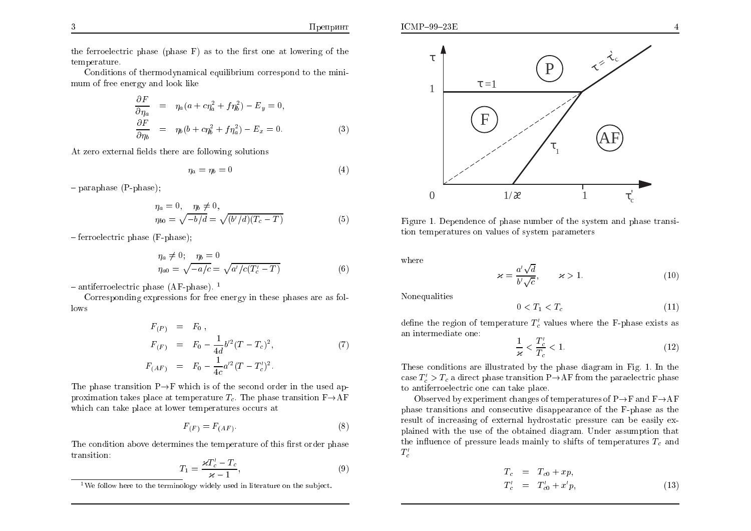the ferroelectric phase (phase F) as to the first one at lowering of the temperature.

Conditions of thermodynamical equilibrium correspond to the minimum of free energy and look like

$$
\begin{aligned}
\frac{\partial F}{\partial \eta_a} &= \eta_a(a + c\eta_a^2 + f\eta_b^2) - E_y = 0, \\
\frac{\partial F}{\partial \eta_b} &= \eta_b(b + c\eta_b^2 + f\eta_a^2) - E_x = 0.
\end{aligned}
\tag{3}
$$

At zero external fields there are following solutions

$$
\eta_a = \eta_b = 0 \tag{4}
$$

– paraphase (P-phase);

$$
\begin{aligned}
&\eta_a = 0, \quad \eta_b \neq 0, \\
&\eta_{b0} = \sqrt{-b/d} = \sqrt{(b'/d)(T_c - T)}
\end{aligned}
\tag{5}
$$

– ferroelectric phase (F-phase);

$$
\begin{aligned}
&\eta_a \neq 0; \quad \eta_b = 0 \\
&\eta_{a0} = \sqrt{-a/c} = \sqrt{a'/c(T_c' - T)}
\end{aligned}
\tag{6}
$$

– antiferroelectric phase (AF-phase). [1]

Corresponding expressions for free energy in these phases are as follows

$$
\begin{aligned}
F_{(P)} &= F_0 \,, \\
F_{(F)} &= F_0 - \frac{1}{4d} b'^2 (T - T_c)^2, \\
F_{(AF)} &= F_0 - \frac{1}{4c} a'^2 (T - T_c')^2.
\end{aligned}
\tag{7}
$$

The phase transition P→F which is of the second order in the used approximation takes place at temperature $T_c$. The phase transition F→AF which can take place at lower temperatures occurs at

$$
F_{(F)} = F_{(AF)}. \tag{8}
$$

The condition above determines the temperature of this first order phase transition:

$$
T_1 = \frac{\varkappa T_c' - T_c}{\varkappa - 1}, \tag{9}
$$

[1] We follow here to the terminology widely used in literature on the subject.

Figure 1. Dependence of phase number of the system and phase transition temperatures on values of system parameters

where

$$
\varkappa = \frac{a' \sqrt{d}}{b' \sqrt{c}}, \qquad \varkappa > 1. \tag{10}
$$

Nonequalities

$$
0 < T_1 < T_c \tag{11}
$$

define the region of temperature $T_c'$ values where the F-phase exists as an intermediate one:

$$
\frac{1}{\varkappa} < \frac{T_c'}{T_c} < 1. \tag{12}
$$

These conditions are illustrated by the phase diagram in Fig. 1. In the case $T_c' > T_c$ a direct phase transition P→AF from the paraelectric phase to antiferroelectric one can take place.

Observed by experiment changes of temperatures of P→F and F→AF phase transitions and consecutive disappearance of the F-phase as the result of increasing of external hydrostatic pressure can be easily explained with the use of the obtained diagram. Under assumption that the influence of pressure leads mainly to shifts of temperatures $T_c$ and $T_c'$

$$
\begin{aligned}
T_c &= T_{c0} + xp, \\
T_c' &= T_{c0}' + x'p,
\end{aligned}
\tag{13}
$$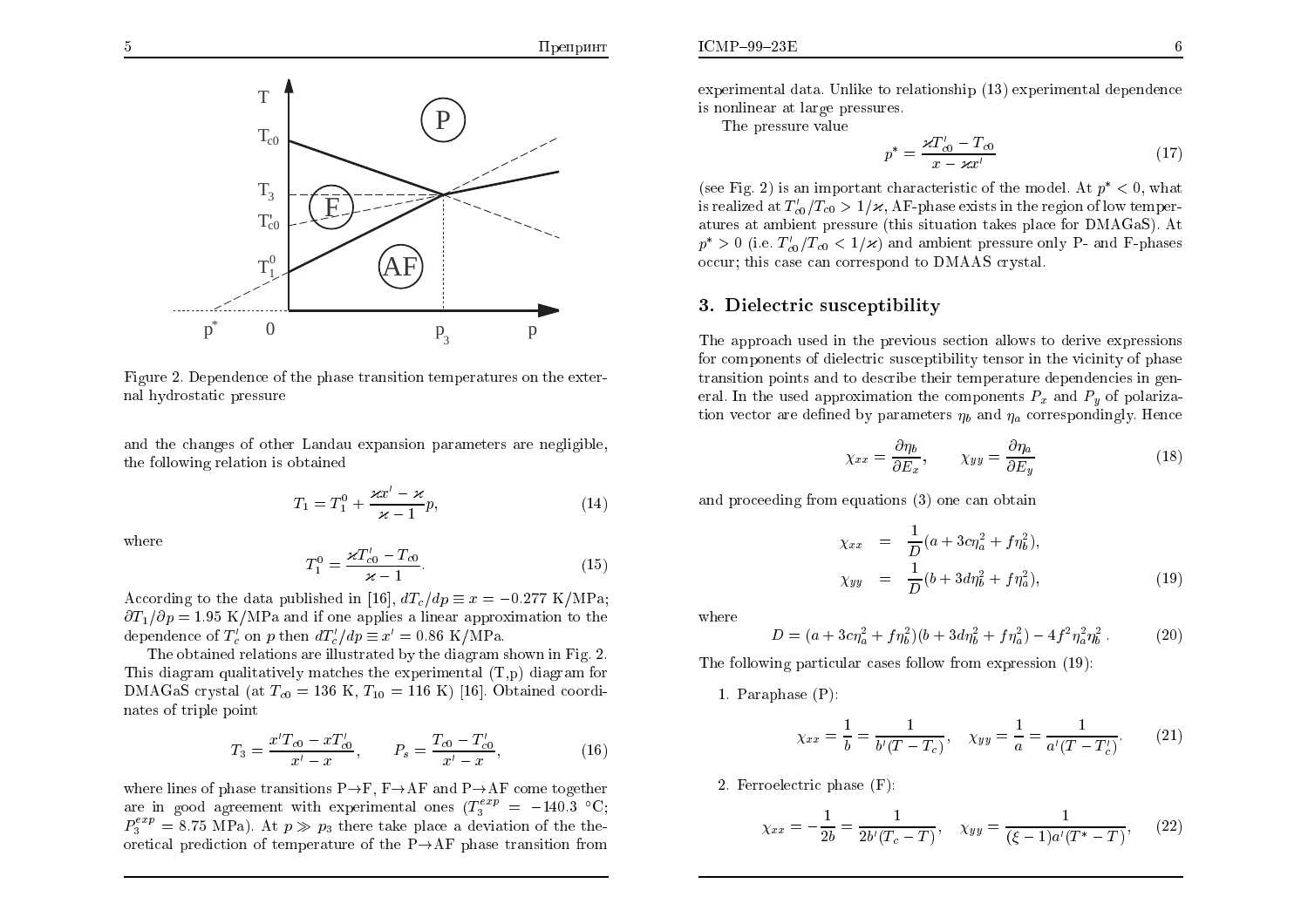Figure 2. Dependence of the phase transition temperatures on the external hydrostatic pressure

and the changes of other Landau expansion parameters are negligible, the following relation is obtained

$$T_1 = T_1^0 + \frac{\varkappa x' - \varkappa}{\varkappa - 1} p, \tag{14}$$

where

$$T_1^0 = \frac{\varkappa T'_{c0} - T_{c0}}{\varkappa - 1}. \tag{15}$$

According to the data published in [16], $dT_c/dp \equiv x = -0.277$ K/MPa; $\partial T_1/\partial p = 1.95$ K/MPa and if one applies a linear approximation to the dependence of $T'_c$ on $p$ then $dT'_c/dp \equiv x' = 0.86$ K/MPa.

The obtained relations are illustrated by the diagram shown in Fig. 2. This diagram qualitatively matches the experimental (T,p) diagram for DMAGaS crystal (at $T_{c0} = 136$ K, $T_{10} = 116$ K) [16]. Obtained coordinates of triple point

$$T_3 = \frac{x' T_{c0} - x T'_{c0}}{x' - x}, \qquad P_s = \frac{T_{c0} - T'_{c0}}{x' - x}, \tag{16}$$

where lines of phase transitions P→F, F→AF and P→AF come together are in good agreement with experimental ones ($T_3^{exp} = -140.3$ °C; $P_3^{exp} = 8.75$ MPa). At $p \gg p_3$ there take place a deviation of the theoretical prediction of temperature of the P→AF phase transition from experimental data. Unlike to relationship (13) experimental dependence is nonlinear at large pressures.

The pressure value

$$p^* = \frac{\varkappa T'_{c0} - T_{c0}}{x - \varkappa x'} \tag{17}$$

(see Fig. 2) is an important characteristic of the model. At $p^* < 0$, what is realized at $T'_{c0}/T_{c0} > 1/\varkappa$, AF-phase exists in the region of low temperatures at ambient pressure (this situation takes place for DMAGaS). At $p^* > 0$ (i.e. $T'_{c0}/T_{c0} < 1/\varkappa$) and ambient pressure only P- and F-phases occur; this case can correspond to DMAAS crystal.

## 3. Dielectric susceptibility

The approach used in the previous section allows to derive expressions for components of dielectric susceptibility tensor in the vicinity of phase transition points and to describe their temperature dependencies in general. In the used approximation the components $P_x$ and $P_y$ of polarization vector are defined by parameters $\eta_b$ and $\eta_a$ correspondingly. Hence

$$\chi_{xx} = \frac{\partial \eta_b}{\partial E_x}, \qquad \chi_{yy} = \frac{\partial \eta_a}{\partial E_y} \tag{18}$$

and proceeding from equations (3) one can obtain

$$\begin{aligned} \chi_{xx} &= \frac{1}{D}(a + 3c\eta_a^2 + f\eta_b^2), \\ \chi_{yy} &= \frac{1}{D}(b + 3d\eta_b^2 + f\eta_a^2), \end{aligned} \tag{19}$$

where

$$D = (a + 3c\eta_a^2 + f\eta_b^2)(b + 3d\eta_b^2 + f\eta_a^2) - 4f^2\eta_a^2\eta_b^2\,. \tag{20}$$

The following particular cases follow from expression (19):

1. Paraphase (P):

$$\chi_{xx} = \frac{1}{b} = \frac{1}{b'(T - T_c)}, \quad \chi_{yy} = \frac{1}{a} = \frac{1}{a'(T - T'_c)}. \tag{21}$$

2. Ferroelectric phase (F):

$$\chi_{xx} = -\frac{1}{2b} = \frac{1}{2b'(T_c - T)}, \quad \chi_{yy} = \frac{1}{(\xi - 1)a'(T^* - T)}, \tag{22}$$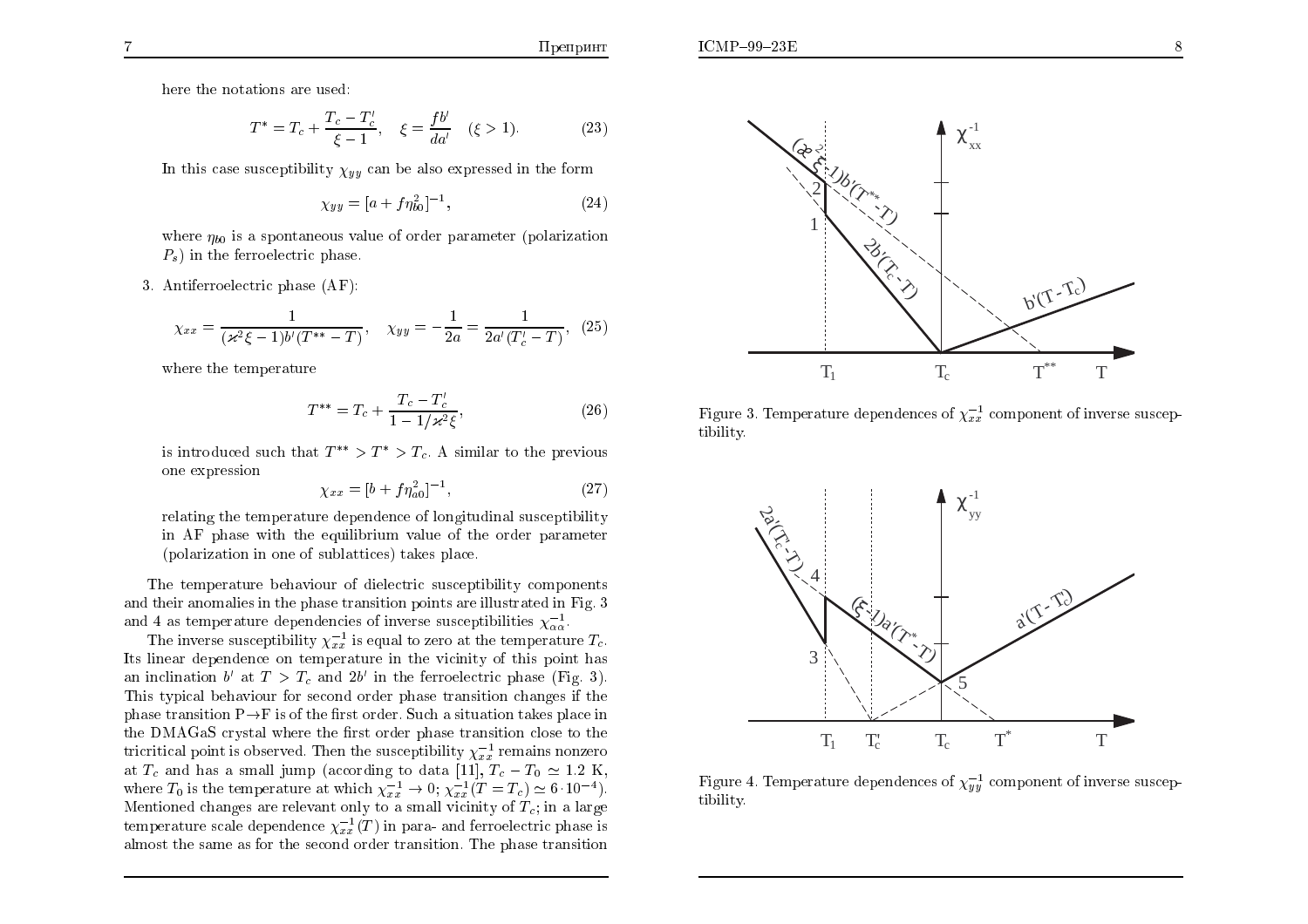here the notations are used:

$$T^* = T_c + \frac{T_c - T_c'}{\xi - 1}, \quad \xi = \frac{fb'}{da'} \quad (\xi > 1). \tag{23}$$

In this case susceptibility $\chi_{yy}$ can be also expressed in the form

$$\chi_{yy} = [a + f\eta_{b0}^2]^{-1}, \tag{24}$$

where $\eta_{b0}$ is a spontaneous value of order parameter (polarization $P_s$) in the ferroelectric phase.

3. Antiferroelectric phase (AF):

$$\chi_{xx} = \frac{1}{(\varkappa^2\xi - 1)b'(T^{**} - T)}, \quad \chi_{yy} = -\frac{1}{2a} = \frac{1}{2a'(T_c' - T)}, \tag{25}$$

where the temperature

$$T^{**} = T_c + \frac{T_c - T_c'}{1 - 1/\varkappa^2\xi}, \tag{26}$$

is introduced such that $T^{**} > T^* > T_c$. A similar to the previous one expression

$$\chi_{xx} = [b + f\eta_{a0}^2]^{-1}, \tag{27}$$

relating the temperature dependence of longitudinal susceptibility in AF phase with the equilibrium value of the order parameter (polarization in one of sublattices) takes place.

The temperature behaviour of dielectric susceptibility components and their anomalies in the phase transition points are illustrated in Fig. 3 and 4 as temperature dependencies of inverse susceptibilities $\chi_{\alpha\alpha}^{-1}$.

The inverse susceptibility $\chi_{xx}^{-1}$ is equal to zero at the temperature $T_c$. Its linear dependence on temperature in the vicinity of this point has an inclination $b'$ at $T > T_c$ and $2b'$ in the ferroelectric phase (Fig. 3). This typical behaviour for second order phase transition changes if the phase transition P$\to$F is of the first order. Such a situation takes place in the DMAGaS crystal where the first order phase transition close to the tricritical point is observed. Then the susceptibility $\chi_{xx}^{-1}$ remains nonzero at $T_c$ and has a small jump (according to data [11], $T_c - T_0 \simeq 1.2$ K, where $T_0$ is the temperature at which $\chi_{xx}^{-1} \to 0$; $\chi_{xx}^{-1}(T = T_c) \simeq 6 \cdot 10^{-4}$). Mentioned changes are relevant only to a small vicinity of $T_c$; in a large temperature scale dependence $\chi_{xx}^{-1}(T)$ in para- and ferroelectric phase is almost the same as for the second order transition. The phase transition

Figure 3. Temperature dependences of $\chi_{xx}^{-1}$ component of inverse susceptibility.

Figure 4. Temperature dependences of $\chi_{yy}^{-1}$ component of inverse susceptibility.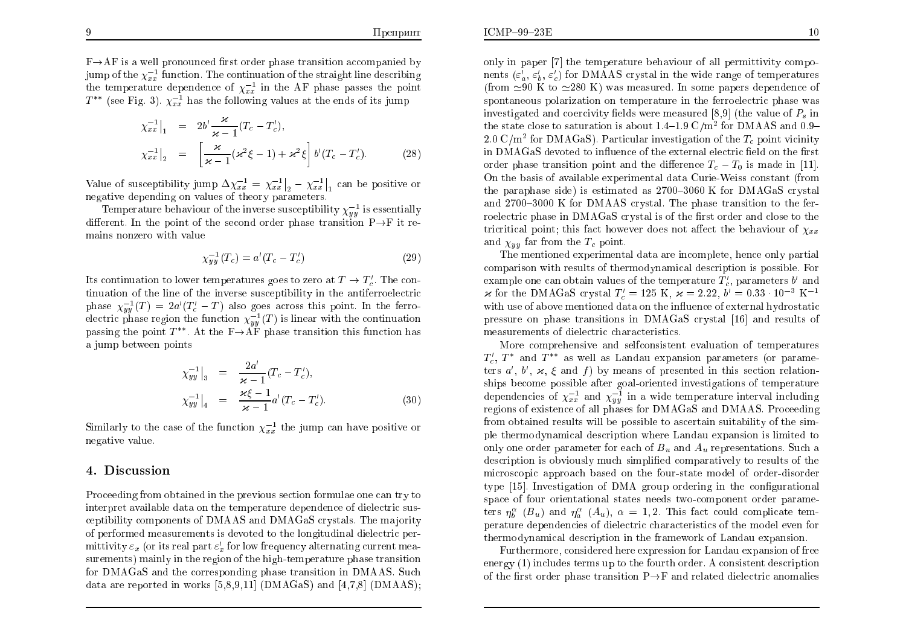F→AF is a well pronounced first order phase transition accompanied by jump of the $\chi_{xx}^{-1}$ function. The continuation of the straight line describing the temperature dependence of $\chi_{xx}^{-1}$ in the AF phase passes the point $T^{**}$ (see Fig. 3). $\chi_{xx}^{-1}$ has the following values at the ends of its jump

$$
\begin{aligned}
\chi_{xx}^{-1}\big|_1 &= 2b' \frac{\varkappa}{\varkappa - 1}(T_c - T_c'), \\
\chi_{xx}^{-1}\big|_2 &= \left[\frac{\varkappa}{\varkappa - 1}(\varkappa^2 \xi - 1) + \varkappa^2 \xi\right] b'(T_c - T_c').
\end{aligned}
\tag{28}
$$

Value of susceptibility jump $\Delta\chi_{xx}^{-1} = \chi_{xx}^{-1}\big|_2 - \chi_{xx}^{-1}\big|_1$ can be positive or negative depending on values of theory parameters.

Temperature behaviour of the inverse susceptibility $\chi_{yy}^{-1}$ is essentially different. In the point of the second order phase transition P→F it remains nonzero with value

$$
\chi_{yy}^{-1}(T_c) = a'(T_c - T_c') \tag{29}
$$

Its continuation to lower temperatures goes to zero at $T \to T_c'$. The continuation of the line of the inverse susceptibility in the antiferroelectric phase $\chi_{yy}^{-1}(T) = 2a'(T_c' - T)$ also goes across this point. In the ferroelectric phase region the function $\chi_{yy}^{-1}(T)$ is linear with the continuation passing the point $T^{**}$. At the F→AF phase transition this function has a jump between points

$$
\begin{aligned}
\chi_{yy}^{-1}\big|_3 &= \frac{2a'}{\varkappa - 1}(T_c - T_c'), \\
\chi_{yy}^{-1}\big|_4 &= \frac{\varkappa\xi - 1}{\varkappa - 1} a'(T_c - T_c').
\end{aligned}
\tag{30}
$$

Similarly to the case of the function $\chi_{xx}^{-1}$ the jump can have positive or negative value.

## 4. Discussion

Proceeding from obtained in the previous section formulae one can try to interpret available data on the temperature dependence of dielectric susceptibility components of DMAAS and DMAGaS crystals. The majority of performed measurements is devoted to the longitudinal dielectric permittivity $\varepsilon_x$ (or its real part $\varepsilon_x'$ for low frequency alternating current measurements) mainly in the region of the high-temperature phase transition for DMAGaS and the corresponding phase transition in DMAAS. Such data are reported in works [5,8,9,11] (DMAGaS) and [4,7,8] (DMAAS); only in paper [7] the temperature behaviour of all permittivity components ($\varepsilon_a'$, $\varepsilon_b'$, $\varepsilon_c'$) for DMAAS crystal in the wide range of temperatures (from $\simeq$90 K to $\simeq$280 K) was measured. In some papers dependence of spontaneous polarization on temperature in the ferroelectric phase was investigated and coercivity fields were measured [8,9] (the value of $P_s$ in the state close to saturation is about 1.4–1.9 C/m$^2$ for DMAAS and 0.9–2.0 C/m$^2$ for DMAGaS). Particular investigation of the $T_c$ point vicinity in DMAGaS devoted to influence of the external electric field on the first order phase transition point and the difference $T_c - T_0$ is made in [11]. On the basis of available experimental data Curie-Weiss constant (from the paraphase side) is estimated as 2700–3060 K for DMAGaS crystal and 2700–3000 K for DMAAS crystal. The phase transition to the ferroelectric phase in DMAGaS crystal is of the first order and close to the tricritical point; this fact however does not affect the behaviour of $\chi_{xx}$ and $\chi_{yy}$ far from the $T_c$ point.

The mentioned experimental data are incomplete, hence only partial comparison with results of thermodynamical description is possible. For example one can obtain values of the temperature $T_c'$, parameters $b'$ and $\varkappa$ for the DMAGaS crystal $T_c' = 125$ K, $\varkappa = 2.22$, $b' = 0.33 \cdot 10^{-3}$ K$^{-1}$ with use of above mentioned data on the influence of external hydrostatic pressure on phase transitions in DMAGaS crystal [16] and results of measurements of dielectric characteristics.

More comprehensive and selfconsistent evaluation of temperatures $T_c'$, $T^*$ and $T^{**}$ as well as Landau expansion parameters (or parameters $a'$, $b'$, $\varkappa$, $\xi$ and $f$) by means of presented in this section relationships become possible after goal-oriented investigations of temperature dependencies of $\chi_{xx}^{-1}$ and $\chi_{yy}^{-1}$ in a wide temperature interval including regions of existence of all phases for DMAGaS and DMAAS. Proceeding from obtained results will be possible to ascertain suitability of the simple thermodynamical description where Landau expansion is limited to only one order parameter for each of $B_u$ and $A_u$ representations. Such a description is obviously much simplified comparatively to results of the microscopic approach based on the four-state model of order-disorder type [15]. Investigation of DMA group ordering in the configurational space of four orientational states needs two-component order parameters $\eta_b^\alpha$ ($B_u$) and $\eta_a^\alpha$ ($A_u$), $\alpha = 1, 2$. This fact could complicate temperature dependencies of dielectric characteristics of the model even for thermodynamical description in the framework of Landau expansion.

Furthermore, considered here expression for Landau expansion of free energy (1) includes terms up to the fourth order. A consistent description of the first order phase transition P→F and related dielectric anomalies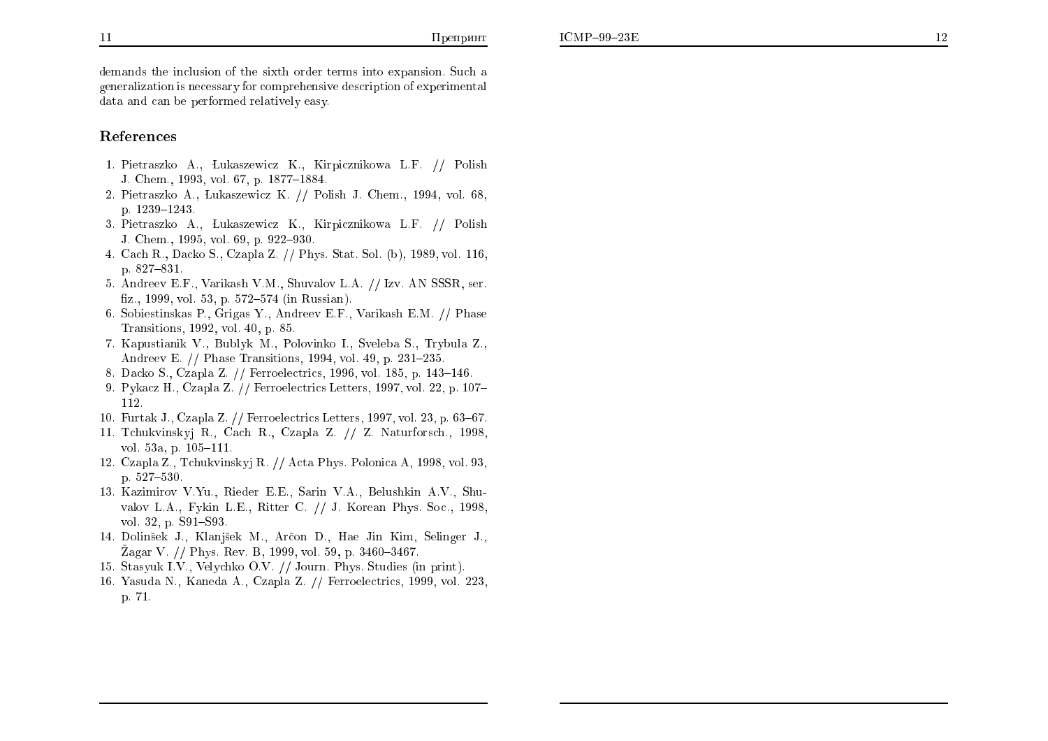demands the inclusion of the sixth order terms into expansion. Such a generalization is necessary for comprehensive description of experimental data and can be performed relatively easy.

## References

1. Pietraszko A., Łukaszewicz K., Kirpicznikowa L.F. // Polish J. Chem., 1993, vol. 67, p. 1877–1884.
2. Pietraszko A., Łukaszewicz K. // Polish J. Chem., 1994, vol. 68, p. 1239–1243.
3. Pietraszko A., Łukaszewicz K., Kirpicznikowa L.F. // Polish J. Chem., 1995, vol. 69, p. 922–930.
4. Cach R., Dacko S., Czapla Z. // Phys. Stat. Sol. (b), 1989, vol. 116, p. 827–831.
5. Andreev E.F., Varikash V.M., Shuvalov L.A. // Izv. AN SSSR, ser. fiz., 1999, vol. 53, p. 572–574 (in Russian).
6. Sobiestinskas P., Grigas Y., Andreev E.F., Varikash E.M. // Phase Transitions, 1992, vol. 40, p. 85.
7. Kapustianik V., Bublyk M., Polovinko I., Sveleba S., Trybula Z., Andreev E. // Phase Transitions, 1994, vol. 49, p. 231–235.
8. Dacko S., Czapla Z. // Ferroelectrics, 1996, vol. 185, p. 143–146.
9. Pykacz H., Czapla Z. // Ferroelectrics Letters, 1997, vol. 22, p. 107–112.
10. Furtak J., Czapla Z. // Ferroelectrics Letters, 1997, vol. 23, p. 63–67.
11. Tchukvinskyj R., Cach R., Czapla Z. // Z. Naturforsch., 1998, vol. 53a, p. 105–111.
12. Czapla Z., Tchukvinskyj R. // Acta Phys. Polonica A, 1998, vol. 93, p. 527–530.
13. Kazimirov V.Yu., Rieder E.E., Sarin V.A., Belushkin A.V., Shuvalov L.A., Fykin L.E., Ritter C. // J. Korean Phys. Soc., 1998, vol. 32, p. S91–S93.
14. Dolinšek J., Klanjšek M., Arčon D., Hae Jin Kim, Selinger J., Žagar V. // Phys. Rev. B, 1999, vol. 59, p. 3460–3467.
15. Stasyuk I.V., Velychko O.V. // Journ. Phys. Studies (in print).
16. Yasuda N., Kaneda A., Czapla Z. // Ferroelectrics, 1999, vol. 223, p. 71.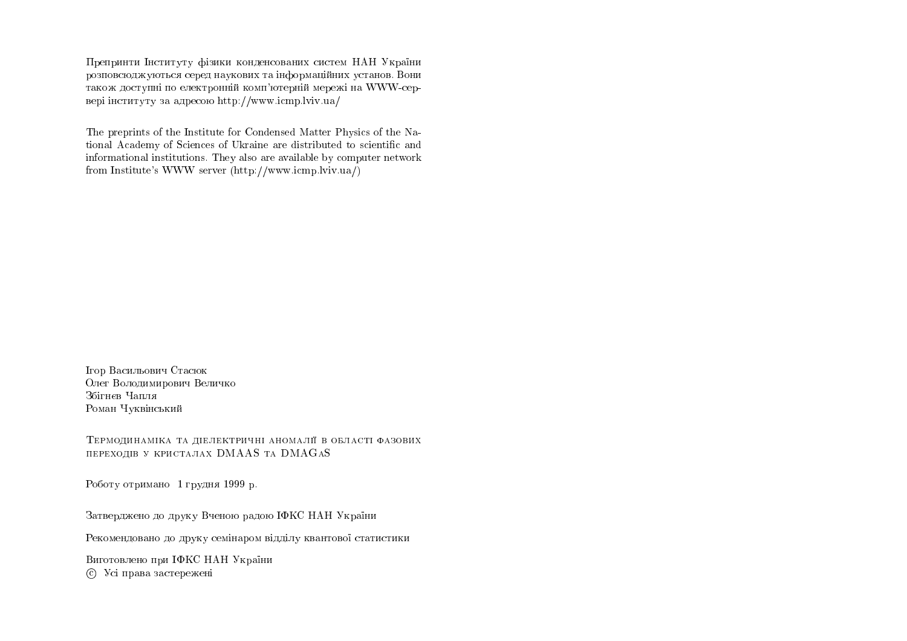Препринти Інституту фізики конденсованих систем НАН України розповсюджуються серед наукових та інформаційних установ. Вони також доступні по електронній комп'ютерній мережі на WWW-сервері інституту за адресою http://www.icmp.lviv.ua/

The preprints of the Institute for Condensed Matter Physics of the National Academy of Sciences of Ukraine are distributed to scientific and informational institutions. They also are available by computer network from Institute's WWW server (http://www.icmp.lviv.ua/)

Ігор Васильович Стасюк
Олег Володимирович Величко
Збігнєв Чапля
Роман Чуквінський

ТЕРМОДИНАМІКА ТА ДІЕЛЕКТРИЧНІ АНОМАЛІЇ В ОБЛАСТІ ФАЗОВИХ ПЕРЕХОДІВ У КРИСТАЛАХ DMAAS ТА DMAGAS

Роботу отримано 1 грудня 1999 р.

Затверджено до друку Вченою радою ІФКС НАН України

Рекомендовано до друку семінаром відділу квантової статистики

Виготовлено при ІФКС НАН України
© Усі права застережені